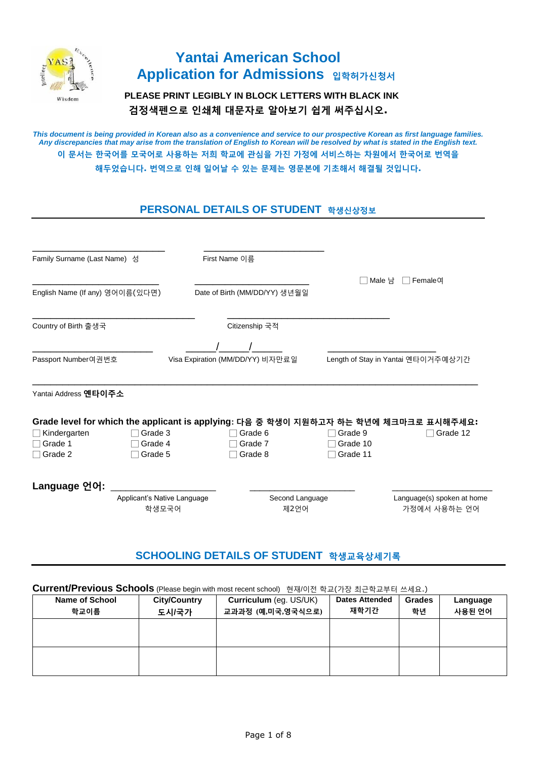# Yantai American School
# Application for Admissions 입학허가신청서

**PLEASE PRINT LEGIBLY IN BLOCK LETTERS WITH BLACK INK**
**검정색펜으로 인쇄체 대문자로 알아보기 쉽게 써주십시오.**

***This document is being provided in Korean also as a convenience and service to our prospective Korean as first language families. Any discrepancies that may arise from the translation of English to Korean will be resolved by what is stated in the English text.***

**이 문서는 한국어를 모국어로 사용하는 저희 학교에 관심을 가진 가정에 서비스하는 차원에서 한국어로 번역을 해두었습니다. 번역으로 인해 일어날 수 있는 문제는 영문본에 기초해서 해결될 것입니다.**

## PERSONAL DETAILS OF STUDENT 학생신상정보

______________________ Family Surname (Last Name) 성

______________________ First Name 이름

______________________ English Name (If any) 영어이름(있다면)

______________________ Date of Birth (MM/DD/YY) 생년월일

☐ Male 남 ☐ Female여

______________________ Country of Birth 출생국

______________________ Citizenship 국적

______________________ Passport Number여권번호

_____/_____/_____ Visa Expiration (MM/DD/YY) 비자만료일

______________________ Length of Stay in Yantai 옌타이거주예상기간

______________________________________________ Yantai Address **옌타이주소**

**Grade level for which the applicant is applying: 다음 중 학생이 지원하고자 하는 학년에 체크마크로 표시해주세요:**

☐ Kindergarten ☐ Grade 3 ☐ Grade 6 ☐ Grade 9 ☐ Grade 12
☐ Grade 1 ☐ Grade 4 ☐ Grade 7 ☐ Grade 10
☐ Grade 2 ☐ Grade 5 ☐ Grade 8 ☐ Grade 11

**Language 언어:**

______________________ Applicant's Native Language 학생모국어

______________________ Second Language 제2언어

______________________ Language(s) spoken at home 가정에서 사용하는 언어

## SCHOOLING DETAILS OF STUDENT 학생교육상세기록

**Current/Previous Schools** (Please begin with most recent school) 현재/이전 학교(가장 최근학교부터 쓰세요.)

| **Name of School** 학교이름 | **City/Country** 도시/국가 | **Curriculum** (eg. US/UK) 교과과정 (예,미국,영국식으로) | **Dates Attended** 재학기간 | **Grades** 학년 | **Language** 사용된 언어 |
|---|---|---|---|---|---|
| | | | | | |
| | | | | | |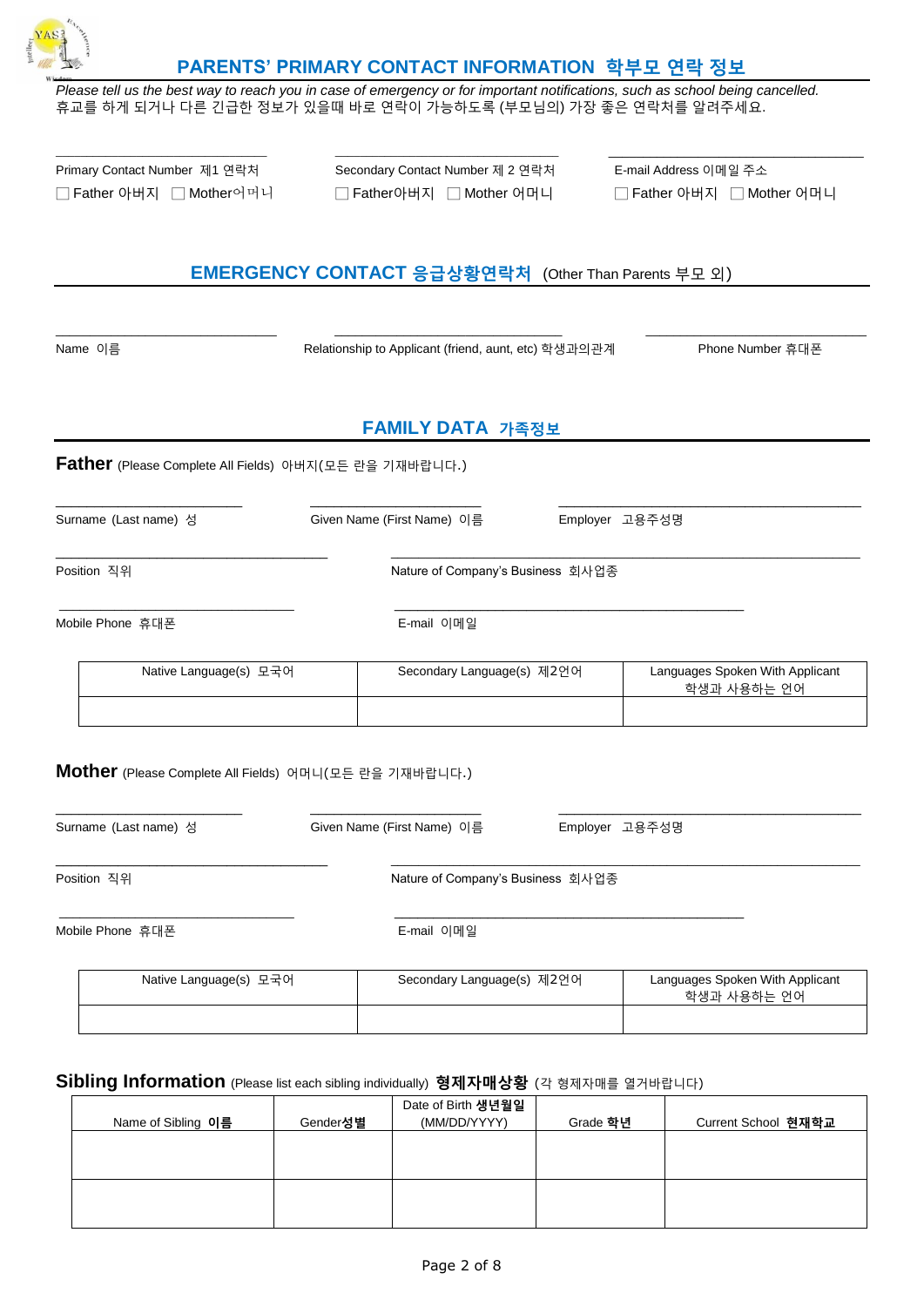## PARENTS' PRIMARY CONTACT INFORMATION 학부모 연락 정보

*Please tell us the best way to reach you in case of emergency or for important notifications, such as school being cancelled.*
휴교를 하게 되거나 다른 긴급한 정보가 있을때 바로 연락이 가능하도록 (부모님의) 가장 좋은 연락처를 알려주세요.

| Primary Contact Number 제1 연락처 | Secondary Contact Number 제 2 연락처 | E-mail Address 이메일 주소 |
|---|---|---|
| ☐ Father 아버지 ☐ Mother어머니 | ☐ Father아버지 ☐ Mother 어머니 | ☐ Father 아버지 ☐ Mother 어머니 |

## EMERGENCY CONTACT 응급상황연락처 (Other Than Parents 부모 외)

| Name 이름 | Relationship to Applicant (friend, aunt, etc) 학생과의관계 | Phone Number 휴대폰 |
|---|---|---|

## FAMILY DATA 가족정보

### Father (Please Complete All Fields) 아버지(모든 란을 기재바랍니다.)

Surname (Last name) 성 ______________ Given Name (First Name) 이름 ______________ Employer 고용주성명 ______________

Position 직위 ______________ Nature of Company's Business 회사업종 ______________

Mobile Phone 휴대폰 ______________ E-mail 이메일 ______________

| Native Language(s) 모국어 | Secondary Language(s) 제2언어 | Languages Spoken With Applicant 학생과 사용하는 언어 |
|---|---|---|
| | | |

### Mother (Please Complete All Fields) 어머니(모든 란을 기재바랍니다.)

Surname (Last name) 성 ______________ Given Name (First Name) 이름 ______________ Employer 고용주성명 ______________

Position 직위 ______________ Nature of Company's Business 회사업종 ______________

Mobile Phone 휴대폰 ______________ E-mail 이메일 ______________

| Native Language(s) 모국어 | Secondary Language(s) 제2언어 | Languages Spoken With Applicant 학생과 사용하는 언어 |
|---|---|---|
| | | |

### Sibling Information (Please list each sibling individually) 형제자매상황 (각 형제자매를 열거바랍니다)

| Name of Sibling **이름** | Gender**성별** | Date of Birth **생년월일** (MM/DD/YYYY) | Grade **학년** | Current School **현재학교** |
|---|---|---|---|---|
| | | | | |
| | | | | |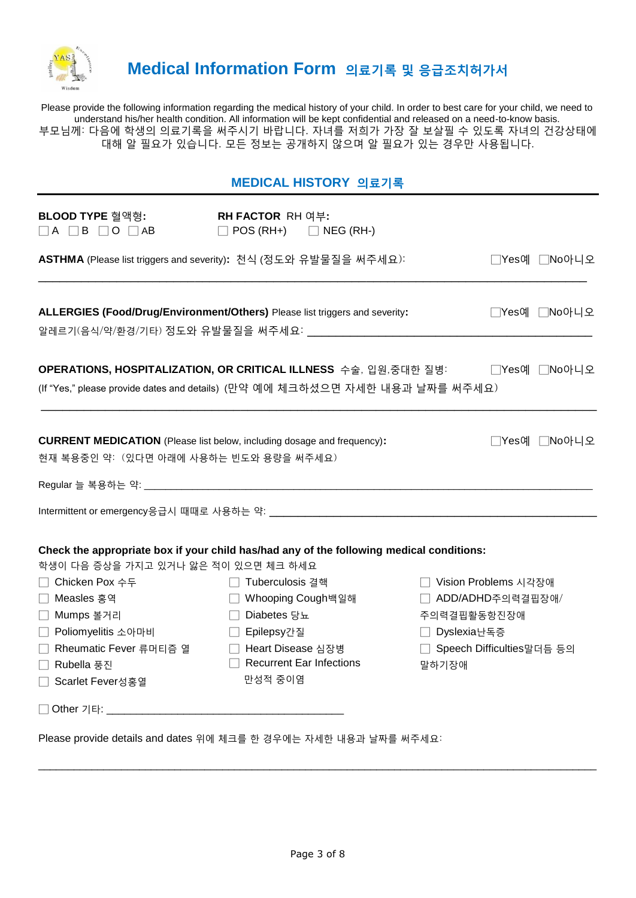# Medical Information Form 의료기록 및 응급조치허가서

Please provide the following information regarding the medical history of your child. In order to best care for your child, we need to understand his/her health condition. All information will be kept confidential and released on a need-to-know basis.
부모님께: 다음에 학생의 의료기록을 써주시기 바랍니다. 자녀를 저희가 가장 잘 보살필 수 있도록 자녀의 건강상태에 대해 알 필요가 있습니다. 모든 정보는 공개하지 않으며 알 필요가 있는 경우만 사용됩니다.

## MEDICAL HISTORY 의료기록

**BLOOD TYPE 혈액형:** ☐ A ☐ B ☐ O ☐ AB

**RH FACTOR RH 여부:** ☐ POS (RH+) ☐ NEG (RH-)

**ASTHMA** (Please list triggers and severity)**:** 천식 (정도와 유발물질을 써주세요): ☐Yes예 ☐No아니오

______________________________________________________________________________

**ALLERGIES (Food/Drug/Environment/Others)** Please list triggers and severity**:** ☐Yes예 ☐No아니오

알레르기(음식/약/환경/기타) 정도와 유발물질을 써주세요: ______________________________________________

**OPERATIONS, HOSPITALIZATION, OR CRITICAL ILLNESS** 수술, 입원,중대한 질병: ☐Yes예 ☐No아니오

(If "Yes," please provide dates and details) (만약 예에 체크하셨으면 자세한 내용과 날짜를 써주세요)

______________________________________________________________________________

**CURRENT MEDICATION** (Please list below, including dosage and frequency)**:** ☐Yes예 ☐No아니오

현재 복용중인 약: (있다면 아래에 사용하는 빈도와 용량을 써주세요)

Regular 늘 복용하는 약: ______________________________________________________________________

Intermittent or emergency응급시 때때로 사용하는 약: ______________________________________________

**Check the appropriate box if your child has/had any of the following medical conditions:**
학생이 다음 증상을 가지고 있거나 앓은 적이 있으면 체크 하세요

- ☐ Chicken Pox 수두
- ☐ Measles 홍역
- ☐ Mumps 볼거리
- ☐ Poliomyelitis 소아마비
- ☐ Rheumatic Fever 류머티즘 열
- ☐ Rubella 풍진
- ☐ Scarlet Fever성홍열
- ☐ Tuberculosis 결핵
- ☐ Whooping Cough백일해
- ☐ Diabetes 당뇨
- ☐ Epilepsy간질
- ☐ Heart Disease 심장병
- ☐ Recurrent Ear Infections 만성적 중이염
- ☐ Vision Problems 시각장애
- ☐ ADD/ADHD주의력결핍장애/주의력결핍활동항진장애
- ☐ Dyslexia난독증
- ☐ Speech Difficulties말더듬 등의 말하기장애

☐ Other 기타: ________________________________________

Please provide details and dates 위에 체크를 한 경우에는 자세한 내용과 날짜를 써주세요:

______________________________________________________________________________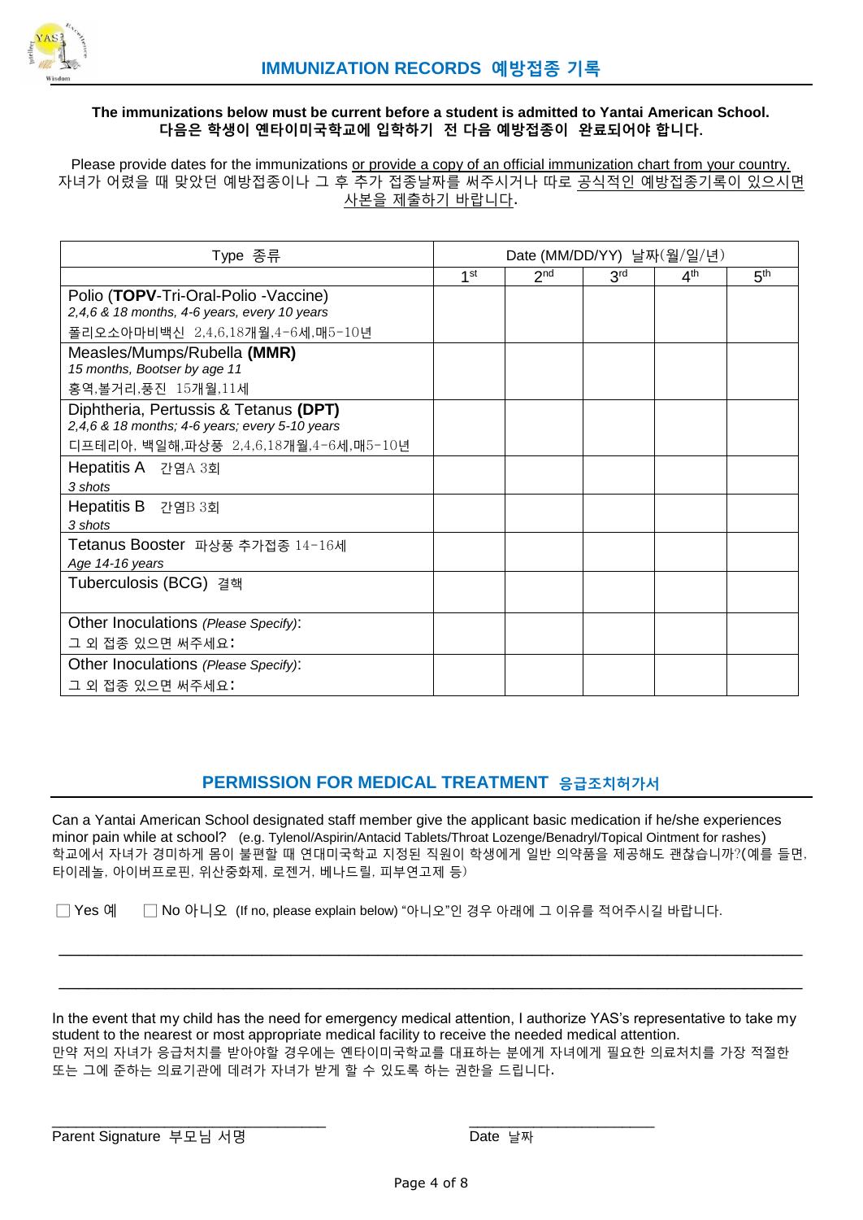# IMMUNIZATION RECORDS 예방접종 기록

**The immunizations below must be current before a student is admitted to Yantai American School.**
**다음은 학생이 옌타이미국학교에 입학하기 전 다음 예방접종이 완료되어야 합니다.**

Please provide dates for the immunizations or provide a copy of an official immunization chart from your country.
자녀가 어렸을 때 맞았던 예방접종이나 그 후 추가 접종날짜를 써주시거나 따로 공식적인 예방접종기록이 있으시면 사본을 제출하기 바랍니다.

| Type 종류 | Date (MM/DD/YY) 날짜(월/일/년) | | | | |
|---|---|---|---|---|---|
| | 1st | 2nd | 3rd | 4th | 5th |
| Polio (**TOPV**-Tri-Oral-Polio -Vaccine) *2,4,6 & 18 months, 4-6 years, every 10 years* 폴리오소아마비백신 2,4,6,18개월,4-6세,매5-10년 | | | | | |
| Measles/Mumps/Rubella **(MMR)** *15 months, Bootser by age 11* 홍역,볼거리,풍진 15개월,11세 | | | | | |
| Diphtheria, Pertussis & Tetanus **(DPT)** *2,4,6 & 18 months; 4-6 years; every 5-10 years* 디프테리아, 백일해,파상풍 2,4,6,18개월,4-6세,매5-10년 | | | | | |
| Hepatitis A 간염A 3회 *3 shots* | | | | | |
| Hepatitis B 간염B 3회 *3 shots* | | | | | |
| Tetanus Booster 파상풍 추가접종 14-16세 *Age 14-16 years* | | | | | |
| Tuberculosis (BCG) 결핵 | | | | | |
| Other Inoculations *(Please Specify)*: 그 외 접종 있으면 써주세요: | | | | | |
| Other Inoculations *(Please Specify)*: 그 외 접종 있으면 써주세요: | | | | | |

## PERMISSION FOR MEDICAL TREATMENT 응급조치허가서

Can a Yantai American School designated staff member give the applicant basic medication if he/she experiences minor pain while at school? (e.g. Tylenol/Aspirin/Antacid Tablets/Throat Lozenge/Benadryl/Topical Ointment for rashes)
학교에서 자녀가 경미하게 몸이 불편할 때 연대미국학교 지정된 직원이 학생에게 일반 의약품을 제공해도 괜찮습니까?(예를 들면, 타이레놀, 아이버프로핀, 위산중화제, 로젠거, 베나드릴, 피부연고제 등)

☐ Yes 예 ☐ No 아니오 (If no, please explain below) "아니오"인 경우 아래에 그 이유를 적어주시길 바랍니다.

______________________________________________________________________________

______________________________________________________________________________

In the event that my child has the need for emergency medical attention, I authorize YAS's representative to take my student to the nearest or most appropriate medical facility to receive the needed medical attention.
만약 저의 자녀가 응급처치를 받아야할 경우에는 옌타이미국학교를 대표하는 분에게 자녀에게 필요한 의료처치를 가장 적절한 또는 그에 준하는 의료기관에 데려가 자녀가 받게 할 수 있도록 하는 권한을 드립니다.

______________________________ ______________________

Parent Signature 부모님 서명 Date 날짜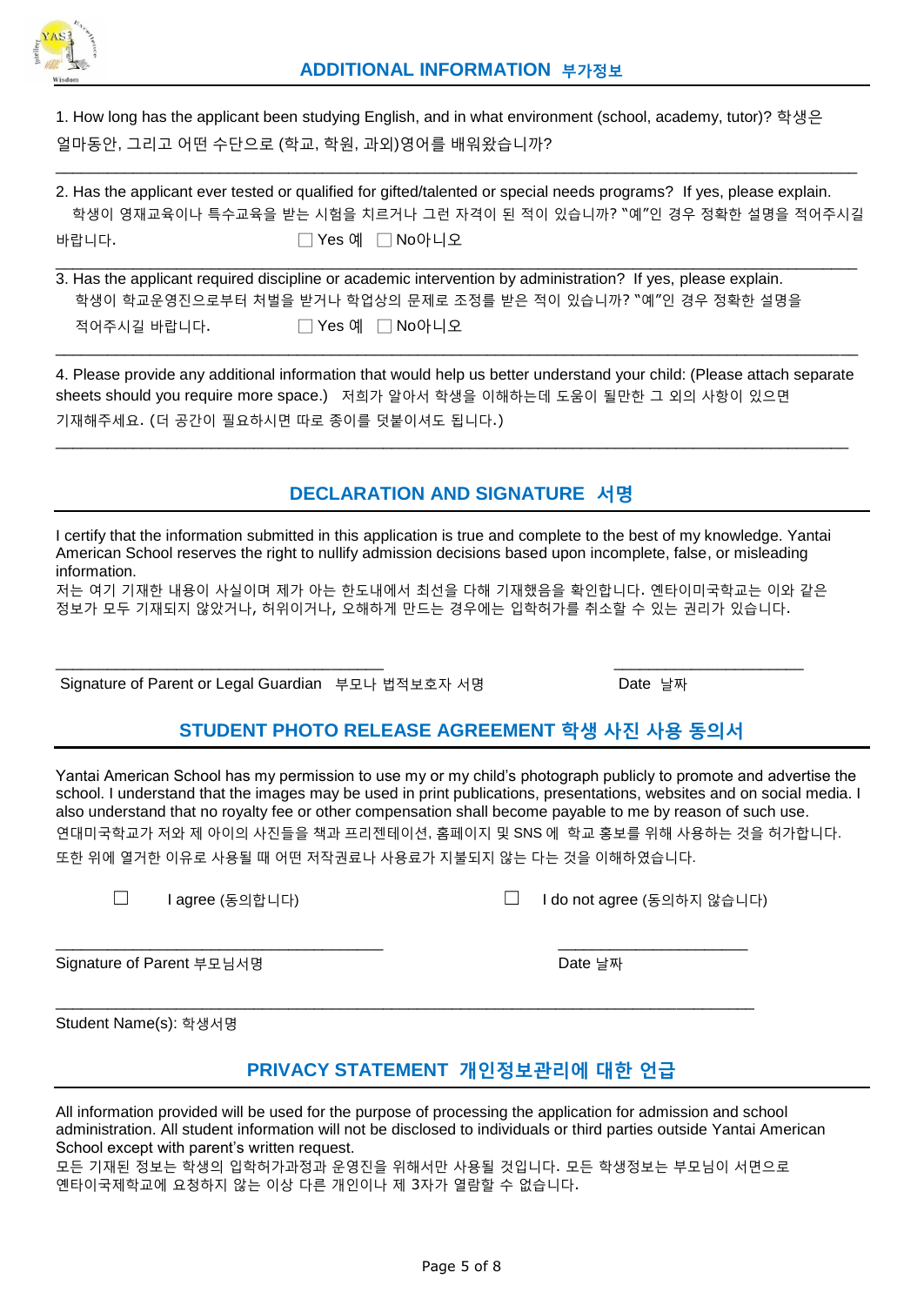## ADDITIONAL INFORMATION 부가정보

1. How long has the applicant been studying English, and in what environment (school, academy, tutor)? 학생은 얼마동안, 그리고 어떤 수단으로 (학교, 학원, 과외)영어를 배워왔습니까?

______________________________________________________________________________________________

2. Has the applicant ever tested or qualified for gifted/talented or special needs programs? If yes, please explain. 학생이 영재교육이나 특수교육을 받는 시험을 치르거나 그런 자격이 된 적이 있습니까? "예"인 경우 정확한 설명을 적어주시길 바랍니다. ☐ Yes 예 ☐ No아니오

______________________________________________________________________________________________

3. Has the applicant required discipline or academic intervention by administration? If yes, please explain. 학생이 학교운영진으로부터 처벌을 받거나 학업상의 문제로 조정를 받은 적이 있습니까? "예"인 경우 정확한 설명을 적어주시길 바랍니다. ☐ Yes 예 ☐ No아니오

______________________________________________________________________________________________

4. Please provide any additional information that would help us better understand your child: (Please attach separate sheets should you require more space.) 저희가 알아서 학생을 이해하는데 도움이 될만한 그 외의 사항이 있으면 기재해주세요. (더 공간이 필요하시면 따로 종이를 덧붙이셔도 됩니다.)

______________________________________________________________________________________________

## DECLARATION AND SIGNATURE 서명

I certify that the information submitted in this application is true and complete to the best of my knowledge. Yantai American School reserves the right to nullify admission decisions based upon incomplete, false, or misleading information.
저는 여기 기재한 내용이 사실이며 제가 아는 한도내에서 최선을 다해 기재했음을 확인합니다. 옌타이미국학교는 이와 같은 정보가 모두 기재되지 않았거나, 허위이거나, 오해하게 만드는 경우에는 입학허가를 취소할 수 있는 권리가 있습니다.

______________________________________ ______________________

Signature of Parent or Legal Guardian 부모나 법적보호자 서명 Date 날짜

## STUDENT PHOTO RELEASE AGREEMENT 학생 사진 사용 동의서

Yantai American School has my permission to use my or my child's photograph publicly to promote and advertise the school. I understand that the images may be used in print publications, presentations, websites and on social media. I also understand that no royalty fee or other compensation shall become payable to me by reason of such use.
연대미국학교가 저와 제 아이의 사진들을 책과 프리젠테이션, 홈페이지 및 SNS 에 학교 홍보를 위해 사용하는 것을 허가합니다. 또한 위에 열거한 이유로 사용될 때 어떤 저작권료나 사용료가 지불되지 않는 다는 것을 이해하였습니다.

☐ I agree (동의합니다) ☐ I do not agree (동의하지 않습니다)

______________________________________ ______________________

Signature of Parent 부모님서명 Date 날짜

______________________________________________________________________________________________

Student Name(s): 학생서명

## PRIVACY STATEMENT 개인정보관리에 대한 언급

All information provided will be used for the purpose of processing the application for admission and school administration. All student information will not be disclosed to individuals or third parties outside Yantai American School except with parent's written request.
모든 기재된 정보는 학생의 입학허가과정과 운영진을 위해서만 사용될 것입니다. 모든 학생정보는 부모님이 서면으로 옌타이국제학교에 요청하지 않는 이상 다른 개인이나 제 3자가 열람할 수 없습니다.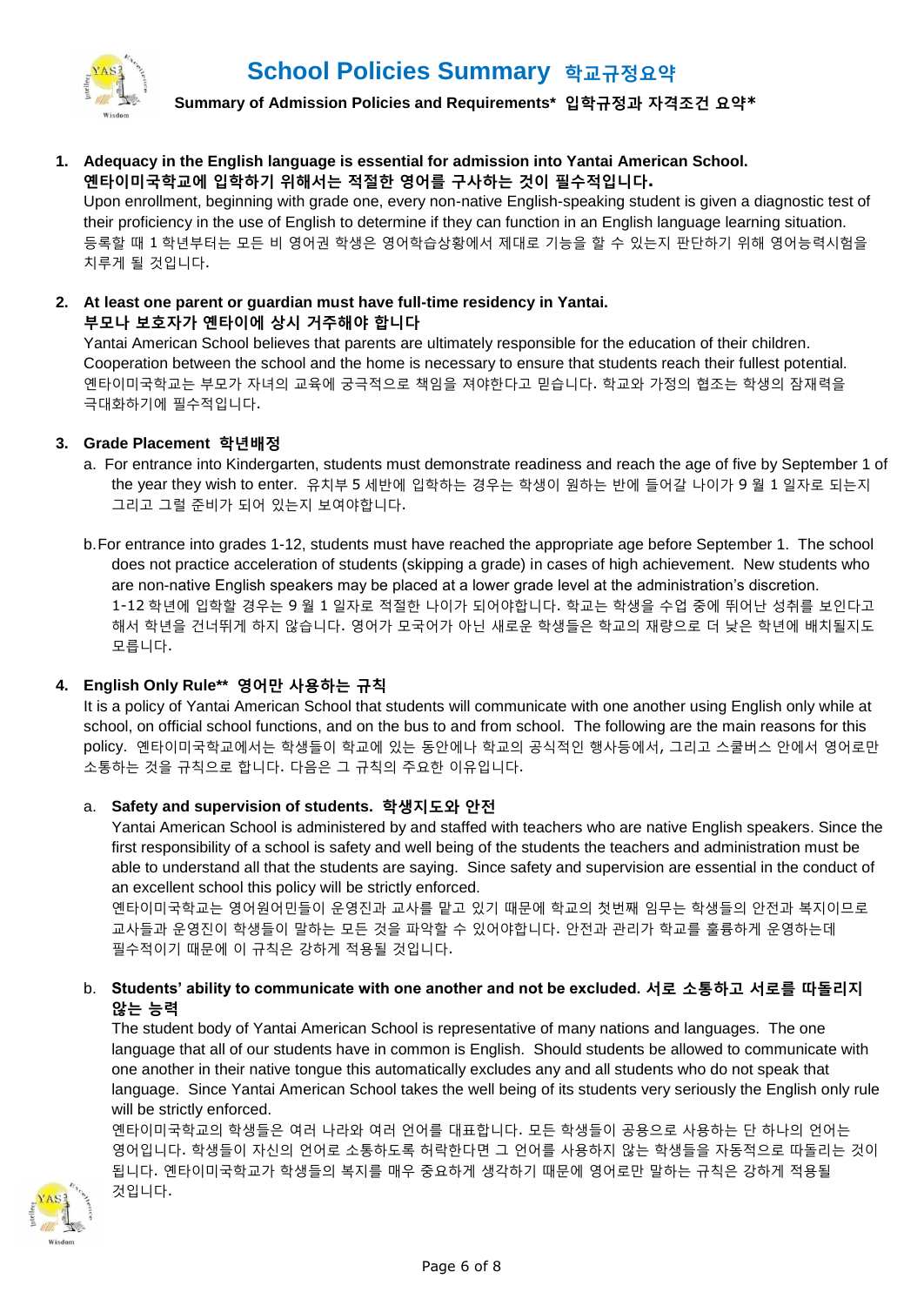# School Policies Summary 학교규정요약

**Summary of Admission Policies and Requirements\* 입학규정과 자격조건 요약\***

1. **Adequacy in the English language is essential for admission into Yantai American School. 옌타이미국학교에 입학하기 위해서는 적절한 영어를 구사하는 것이 필수적입니다.**
   Upon enrollment, beginning with grade one, every non-native English-speaking student is given a diagnostic test of their proficiency in the use of English to determine if they can function in an English language learning situation.
   등록할 때 1 학년부터는 모든 비 영어권 학생은 영어학습상황에서 제대로 기능을 할 수 있는지 판단하기 위해 영어능력시험을 치루게 될 것입니다.

2. **At least one parent or guardian must have full-time residency in Yantai. 부모나 보호자가 옌타이에 상시 거주해야 합니다**
   Yantai American School believes that parents are ultimately responsible for the education of their children. Cooperation between the school and the home is necessary to ensure that students reach their fullest potential.
   옌타이미국학교는 부모가 자녀의 교육에 궁극적으로 책임을 져야한다고 믿습니다. 학교와 가정의 협조는 학생의 잠재력을 극대화하기에 필수적입니다.

3. **Grade Placement 학년배정**
   a. For entrance into Kindergarten, students must demonstrate readiness and reach the age of five by September 1 of the year they wish to enter. 유치부 5 세반에 입학하는 경우는 학생이 원하는 반에 들어갈 나이가 9 월 1 일자로 되는지 그리고 그럴 준비가 되어 있는지 보여야합니다.

   b. For entrance into grades 1-12, students must have reached the appropriate age before September 1. The school does not practice acceleration of students (skipping a grade) in cases of high achievement. New students who are non-native English speakers may be placed at a lower grade level at the administration's discretion.
   1-12 학년에 입학할 경우는 9 월 1 일자로 적절한 나이가 되어야합니다. 학교는 학생을 수업 중에 뛰어난 성취를 보인다고 해서 학년을 건너뛰게 하지 않습니다. 영어가 모국어가 아닌 새로운 학생들은 학교의 재량으로 더 낮은 학년에 배치될지도 모릅니다.

4. **English Only Rule\*\* 영어만 사용하는 규칙**
   It is a policy of Yantai American School that students will communicate with one another using English only while at school, on official school functions, and on the bus to and from school. The following are the main reasons for this policy. 옌타이미국학교에서는 학생들이 학교에 있는 동안에나 학교의 공식적인 행사등에서, 그리고 스쿨버스 안에서 영어로만 소통하는 것을 규칙으로 합니다. 다음은 그 규칙의 주요한 이유입니다.

   a. **Safety and supervision of students. 학생지도와 안전**
   Yantai American School is administered by and staffed with teachers who are native English speakers. Since the first responsibility of a school is safety and well being of the students the teachers and administration must be able to understand all that the students are saying. Since safety and supervision are essential in the conduct of an excellent school this policy will be strictly enforced.
   옌타이미국학교는 영어원어민들이 운영진과 교사를 맡고 있기 때문에 학교의 첫번째 임무는 학생들의 안전과 복지이므로 교사들과 운영진이 학생들이 말하는 모든 것을 파악할 수 있어야합니다. 안전과 관리가 학교를 훌륭하게 운영하는데 필수적이기 때문에 이 규칙은 강하게 적용될 것입니다.

   b. **Students' ability to communicate with one another and not be excluded. 서로 소통하고 서로를 따돌리지 않는 능력**
   The student body of Yantai American School is representative of many nations and languages. The one language that all of our students have in common is English. Should students be allowed to communicate with one another in their native tongue this automatically excludes any and all students who do not speak that language. Since Yantai American School takes the well being of its students very seriously the English only rule will be strictly enforced.
   옌타이미국학교의 학생들은 여러 나라와 여러 언어를 대표합니다. 모든 학생들이 공용으로 사용하는 단 하나의 언어는 영어입니다. 학생들이 자신의 언어로 소통하도록 허락한다면 그 언어를 사용하지 않는 학생들을 자동적으로 따돌리는 것이 됩니다. 옌타이미국학교가 학생들의 복지를 매우 중요하게 생각하기 때문에 영어로만 말하는 규칙은 강하게 적용될 것입니다.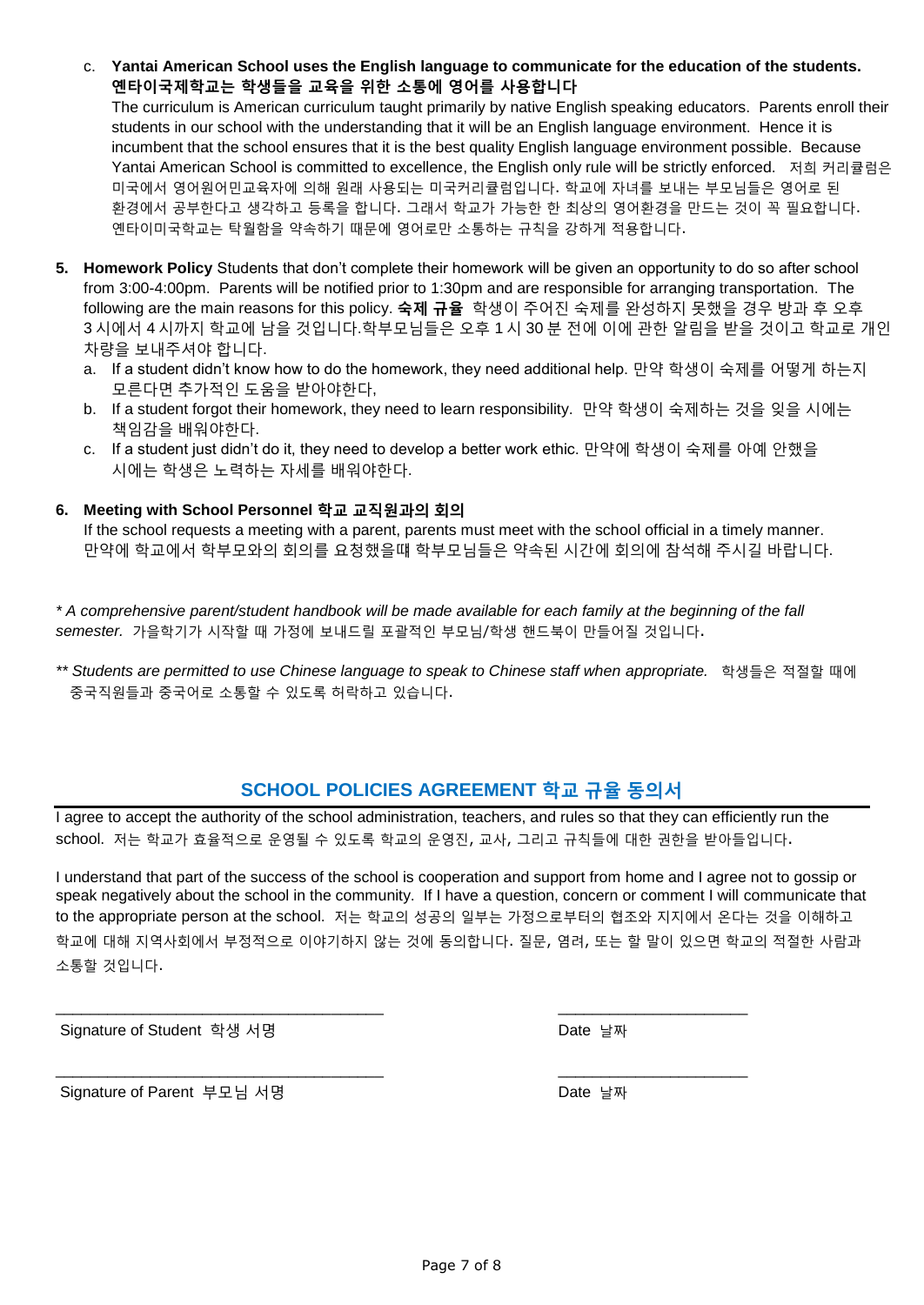c. **Yantai American School uses the English language to communicate for the education of the students. 옌타이국제학교는 학생들을 교육을 위한 소통에 영어를 사용합니다**
   The curriculum is American curriculum taught primarily by native English speaking educators. Parents enroll their students in our school with the understanding that it will be an English language environment. Hence it is incumbent that the school ensures that it is the best quality English language environment possible. Because Yantai American School is committed to excellence, the English only rule will be strictly enforced. 저희 커리큘럼은 미국에서 영어원어민교육자에 의해 원래 사용되는 미국커리큘럼입니다. 학교에 자녀를 보내는 부모님들은 영어로 된 환경에서 공부한다고 생각하고 등록을 합니다. 그래서 학교가 가능한 한 최상의 영어환경을 만드는 것이 꼭 필요합니다. 옌타이미국학교는 탁월함을 약속하기 때문에 영어로만 소통하는 규칙을 강하게 적용합니다.

5. **Homework Policy** Students that don't complete their homework will be given an opportunity to do so after school from 3:00-4:00pm. Parents will be notified prior to 1:30pm and are responsible for arranging transportation. The following are the main reasons for this policy. **숙제 규율** 학생이 주어진 숙제를 완성하지 못했을 경우 방과 후 오후 3 시에서 4 시까지 학교에 남을 것입니다.학부모님들은 오후 1 시 30 분 전에 이에 관한 알림을 받을 것이고 학교로 개인 차량을 보내주셔야 합니다.
   a. If a student didn't know how to do the homework, they need additional help. 만약 학생이 숙제를 어떻게 하는지 모른다면 추가적인 도움을 받아야한다,
   b. If a student forgot their homework, they need to learn responsibility. 만약 학생이 숙제하는 것을 잊을 시에는 책임감을 배워야한다.
   c. If a student just didn't do it, they need to develop a better work ethic. 만약에 학생이 숙제를 아예 안했을 시에는 학생은 노력하는 자세를 배워야한다.

6. **Meeting with School Personnel 학교 교직원과의 회의**
   If the school requests a meeting with a parent, parents must meet with the school official in a timely manner. 만약에 학교에서 학부모와의 회의를 요청했을때 학부모님들은 약속된 시간에 회의에 참석해 주시길 바랍니다.

*\* A comprehensive parent/student handbook will be made available for each family at the beginning of the fall semester.* 가을학기가 시작할 때 가정에 보내드릴 포괄적인 부모님/학생 핸드북이 만들어질 것입니다.

*\*\* Students are permitted to use Chinese language to speak to Chinese staff when appropriate.* 학생들은 적절할 때에 중국직원들과 중국어로 소통할 수 있도록 허락하고 있습니다.

## SCHOOL POLICIES AGREEMENT 학교 규율 동의서

I agree to accept the authority of the school administration, teachers, and rules so that they can efficiently run the school. 저는 학교가 효율적으로 운영될 수 있도록 학교의 운영진, 교사, 그리고 규칙들에 대한 권한을 받아들입니다.

I understand that part of the success of the school is cooperation and support from home and I agree not to gossip or speak negatively about the school in the community. If I have a question, concern or comment I will communicate that to the appropriate person at the school. 저는 학교의 성공의 일부는 가정으로부터의 협조와 지지에서 온다는 것을 이해하고 학교에 대해 지역사회에서 부정적으로 이야기하지 않는 것에 동의합니다. 질문, 염려, 또는 할 말이 있으면 학교의 적절한 사람과 소통할 것입니다.

\_\_\_\_\_\_\_\_\_\_\_\_\_\_\_\_\_\_\_\_\_\_\_\_\_\_\_\_\_\_\_\_\_\_\_\_ \_\_\_\_\_\_\_\_\_\_\_\_\_\_\_\_\_\_\_\_

Signature of Student 학생 서명 Date 날짜

\_\_\_\_\_\_\_\_\_\_\_\_\_\_\_\_\_\_\_\_\_\_\_\_\_\_\_\_\_\_\_\_\_\_\_\_ \_\_\_\_\_\_\_\_\_\_\_\_\_\_\_\_\_\_\_\_

Signature of Parent 부모님 서명 Date 날짜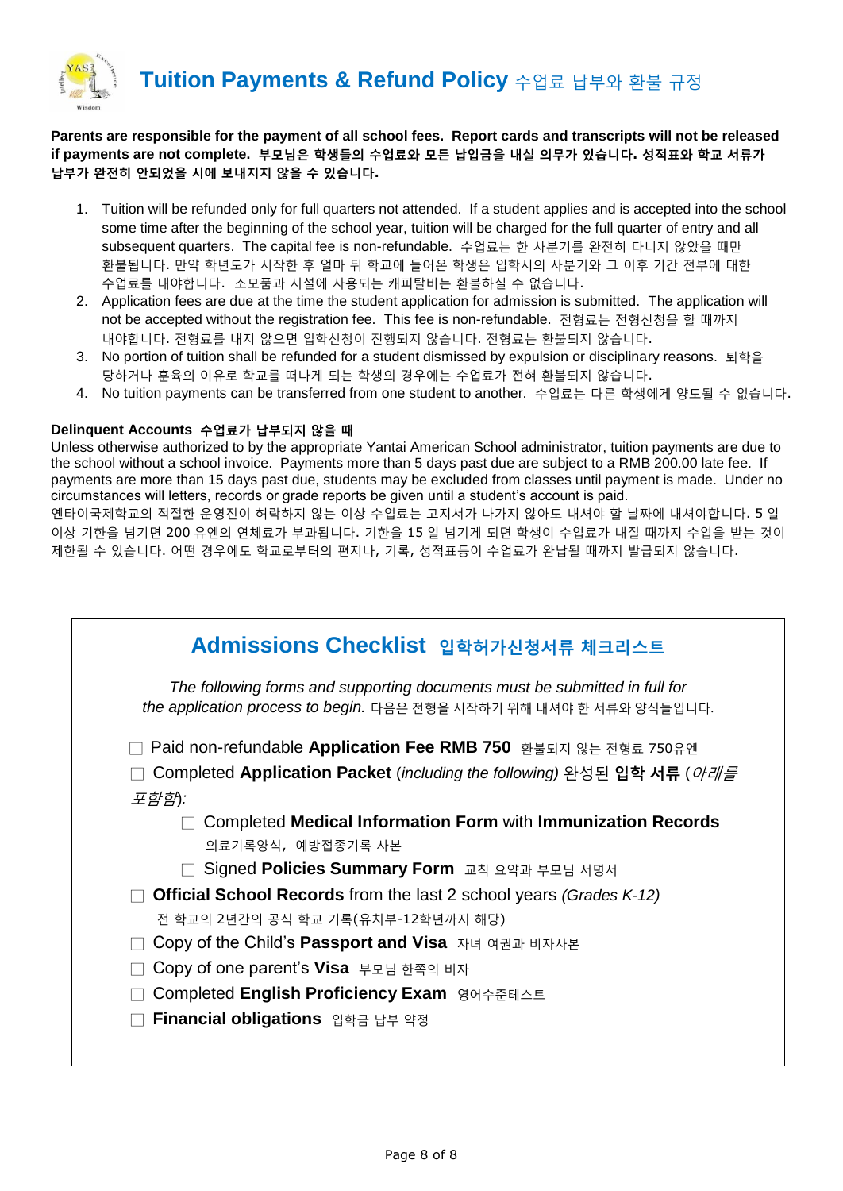# Tuition Payments & Refund Policy 수업료 납부와 환불 규정

**Parents are responsible for the payment of all school fees. Report cards and transcripts will not be released if payments are not complete. 부모님은 학생들의 수업료와 모든 납입금을 내실 의무가 있습니다. 성적표와 학교 서류가 납부가 완전히 안되었을 시에 보내지지 않을 수 있습니다.**

1. Tuition will be refunded only for full quarters not attended. If a student applies and is accepted into the school some time after the beginning of the school year, tuition will be charged for the full quarter of entry and all subsequent quarters. The capital fee is non-refundable. 수업료는 한 사분기를 완전히 다니지 않았을 때만 환불됩니다. 만약 학년도가 시작한 후 얼마 뒤 학교에 들어온 학생은 입학시의 사분기와 그 이후 기간 전부에 대한 수업료를 내야합니다. 소모품과 시설에 사용되는 캐피탈비는 환불하실 수 없습니다.
2. Application fees are due at the time the student application for admission is submitted. The application will not be accepted without the registration fee. This fee is non-refundable. 전형료는 전형신청을 할 때까지 내야합니다. 전형료를 내지 않으면 입학신청이 진행되지 않습니다. 전형료는 환불되지 않습니다.
3. No portion of tuition shall be refunded for a student dismissed by expulsion or disciplinary reasons. 퇴학을 당하거나 훈육의 이유로 학교를 떠나게 되는 학생의 경우에는 수업료가 전혀 환불되지 않습니다.
4. No tuition payments can be transferred from one student to another. 수업료는 다른 학생에게 양도될 수 없습니다.

**Delinquent Accounts 수업료가 납부되지 않을 때**

Unless otherwise authorized to by the appropriate Yantai American School administrator, tuition payments are due to the school without a school invoice. Payments more than 5 days past due are subject to a RMB 200.00 late fee. If payments are more than 15 days past due, students may be excluded from classes until payment is made. Under no circumstances will letters, records or grade reports be given until a student's account is paid.

옌타이국제학교의 적절한 운영진이 허락하지 않는 이상 수업료는 고지서가 나가지 않아도 내셔야 할 날짜에 내셔야합니다. 5 일 이상 기한을 넘기면 200 유엔의 연체료가 부과됩니다. 기한을 15 일 넘기게 되면 학생이 수업료가 내질 때까지 수업을 받는 것이 제한될 수 있습니다. 어떤 경우에도 학교로부터의 편지나, 기록, 성적표등이 수업료가 완납될 때까지 발급되지 않습니다.

## Admissions Checklist 입학허가신청서류 체크리스트

*The following forms and supporting documents must be submitted in full for the application process to begin.* 다음은 전형을 시작하기 위해 내셔야 한 서류와 양식들입니다.

- ☐ Paid non-refundable **Application Fee RMB 750** 환불되지 않는 전형료 750유엔
- ☐ Completed **Application Packet** (*including the following*) 완성된 **입학 서류** (*아래를 포함함*):
  - ☐ Completed **Medical Information Form** with **Immunization Records** 의료기록양식, 예방접종기록 사본
  - ☐ Signed **Policies Summary Form** 교칙 요약과 부모님 서명서
- ☐ **Official School Records** from the last 2 school years *(Grades K-12)* 전 학교의 2년간의 공식 학교 기록(유치부-12학년까지 해당)
- ☐ Copy of the Child's **Passport and Visa** 자녀 여권과 비자사본
- ☐ Copy of one parent's **Visa** 부모님 한쪽의 비자
- ☐ Completed **English Proficiency Exam** 영어수준테스트
- ☐ **Financial obligations** 입학금 납부 약정